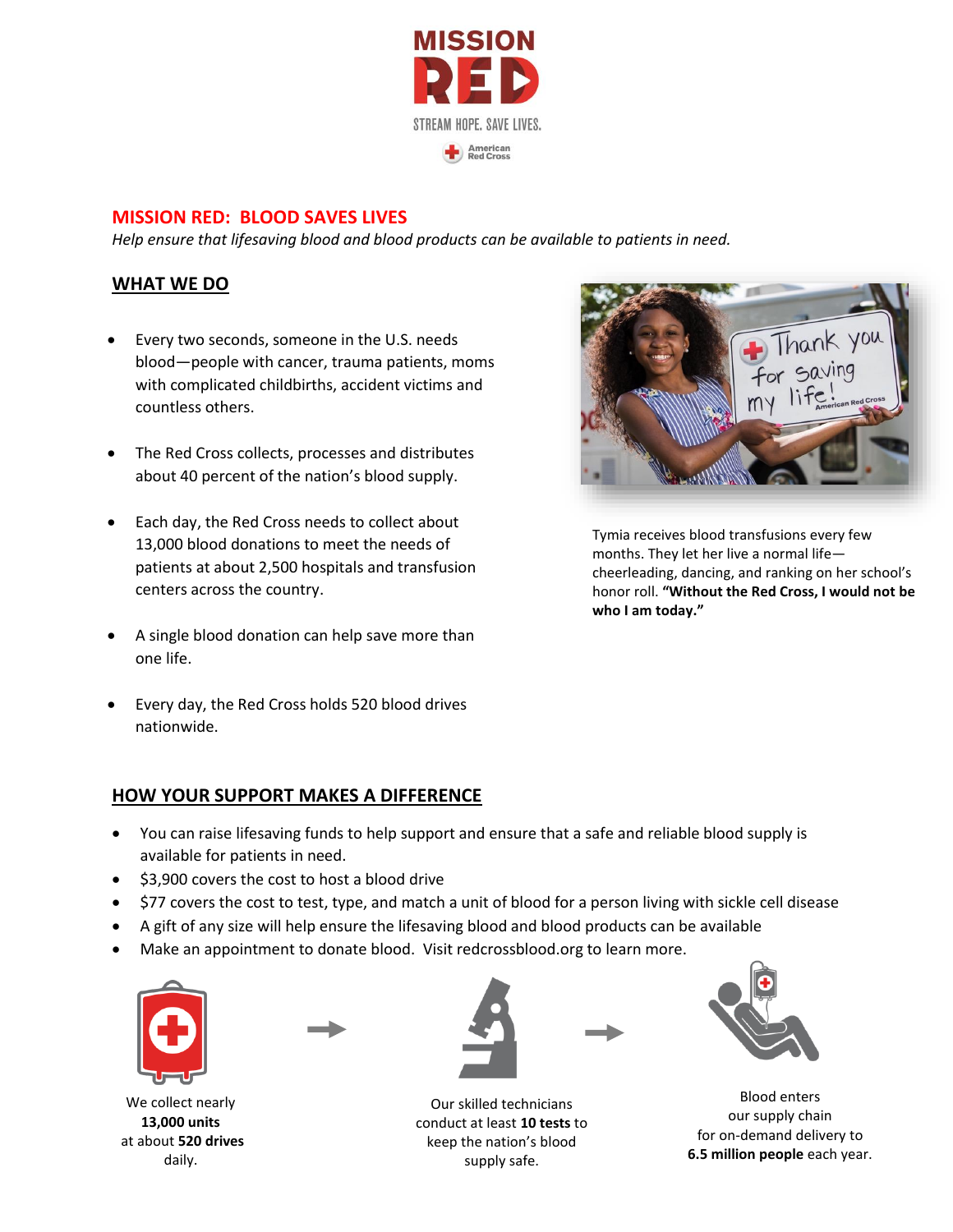MISSION RED

STREAM HOPE. SAVE LIVES.

American Red Cross

## MISSION RED: BLOOD SAVES LIVES

*Help ensure that lifesaving blood and blood products can be available to patients in need.*

### WHAT WE DO

- Every two seconds, someone in the U.S. needs blood—people with cancer, trauma patients, moms with complicated childbirths, accident victims and countless others.
- The Red Cross collects, processes and distributes about 40 percent of the nation's blood supply.
- Each day, the Red Cross needs to collect about 13,000 blood donations to meet the needs of patients at about 2,500 hospitals and transfusion centers across the country.
- A single blood donation can help save more than one life.
- Every day, the Red Cross holds 520 blood drives nationwide.

Tymia receives blood transfusions every few months. They let her live a normal life—cheerleading, dancing, and ranking on her school's honor roll. **"Without the Red Cross, I would not be who I am today."**

### HOW YOUR SUPPORT MAKES A DIFFERENCE

- You can raise lifesaving funds to help support and ensure that a safe and reliable blood supply is available for patients in need.
- $3,900 covers the cost to host a blood drive
- $77 covers the cost to test, type, and match a unit of blood for a person living with sickle cell disease
- A gift of any size will help ensure the lifesaving blood and blood products can be available
- Make an appointment to donate blood. Visit redcrossblood.org to learn more.

We collect nearly **13,000 units** at about **520 drives** daily.

Our skilled technicians conduct at least **10 tests** to keep the nation's blood supply safe.

Blood enters our supply chain for on-demand delivery to **6.5 million people** each year.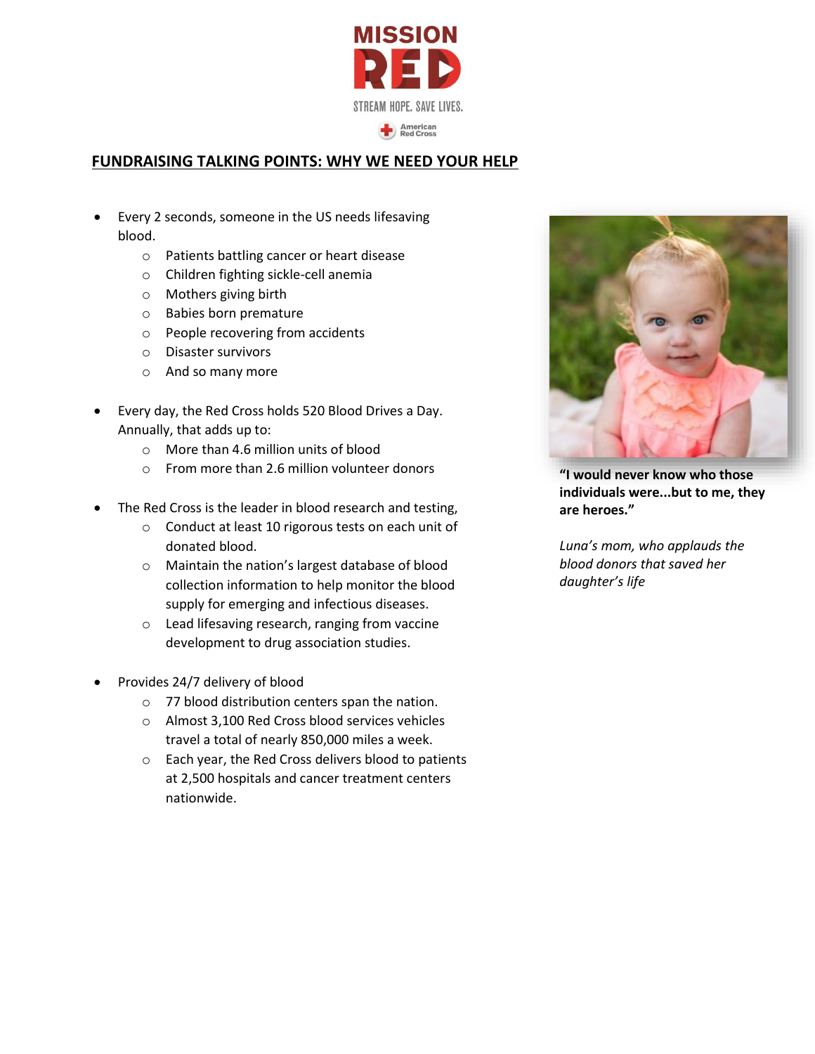MISSION RED

STREAM HOPE. SAVE LIVES.

American Red Cross

## FUNDRAISING TALKING POINTS: WHY WE NEED YOUR HELP

- Every 2 seconds, someone in the US needs lifesaving blood.
  - Patients battling cancer or heart disease
  - Children fighting sickle-cell anemia
  - Mothers giving birth
  - Babies born premature
  - People recovering from accidents
  - Disaster survivors
  - And so many more

- Every day, the Red Cross holds 520 Blood Drives a Day. Annually, that adds up to:
  - More than 4.6 million units of blood
  - From more than 2.6 million volunteer donors

- The Red Cross is the leader in blood research and testing,
  - Conduct at least 10 rigorous tests on each unit of donated blood.
  - Maintain the nation's largest database of blood collection information to help monitor the blood supply for emerging and infectious diseases.
  - Lead lifesaving research, ranging from vaccine development to drug association studies.

- Provides 24/7 delivery of blood
  - 77 blood distribution centers span the nation.
  - Almost 3,100 Red Cross blood services vehicles travel a total of nearly 850,000 miles a week.
  - Each year, the Red Cross delivers blood to patients at 2,500 hospitals and cancer treatment centers nationwide.

**"I would never know who those individuals were...but to me, they are heroes."**

*Luna's mom, who applauds the blood donors that saved her daughter's life*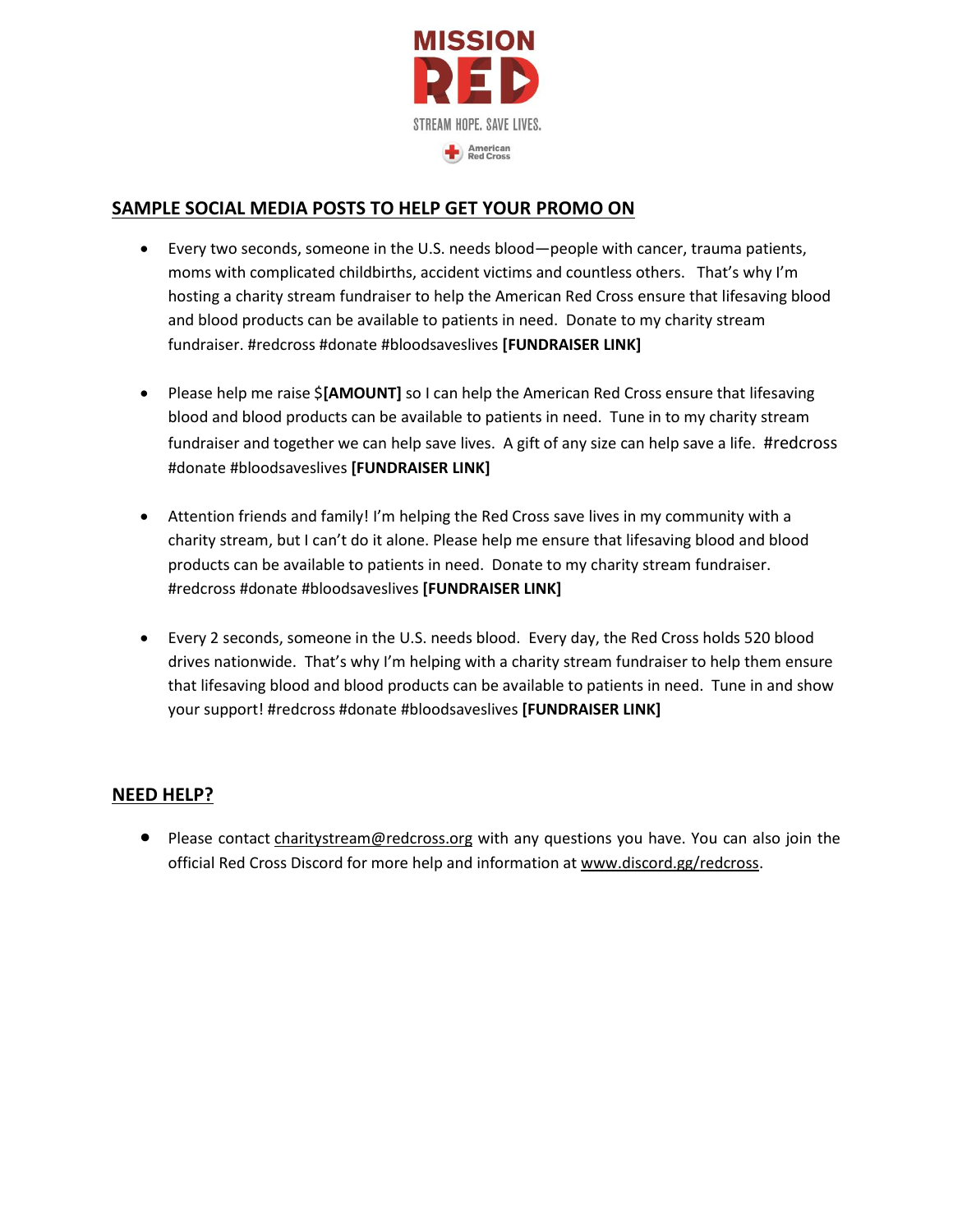MISSION RED

STREAM HOPE. SAVE LIVES.

American Red Cross

## SAMPLE SOCIAL MEDIA POSTS TO HELP GET YOUR PROMO ON

- Every two seconds, someone in the U.S. needs blood—people with cancer, trauma patients, moms with complicated childbirths, accident victims and countless others. That's why I'm hosting a charity stream fundraiser to help the American Red Cross ensure that lifesaving blood and blood products can be available to patients in need. Donate to my charity stream fundraiser. #redcross #donate #bloodsaveslives **[FUNDRAISER LINK]**

- Please help me raise $**[AMOUNT]** so I can help the American Red Cross ensure that lifesaving blood and blood products can be available to patients in need. Tune in to my charity stream fundraiser and together we can help save lives. A gift of any size can help save a life. #redcross #donate #bloodsaveslives **[FUNDRAISER LINK]**

- Attention friends and family! I'm helping the Red Cross save lives in my community with a charity stream, but I can't do it alone. Please help me ensure that lifesaving blood and blood products can be available to patients in need. Donate to my charity stream fundraiser. #redcross #donate #bloodsaveslives **[FUNDRAISER LINK]**

- Every 2 seconds, someone in the U.S. needs blood. Every day, the Red Cross holds 520 blood drives nationwide. That's why I'm helping with a charity stream fundraiser to help them ensure that lifesaving blood and blood products can be available to patients in need. Tune in and show your support! #redcross #donate #bloodsaveslives **[FUNDRAISER LINK]**

## NEED HELP?

- Please contact charitystream@redcross.org with any questions you have. You can also join the official Red Cross Discord for more help and information at www.discord.gg/redcross.